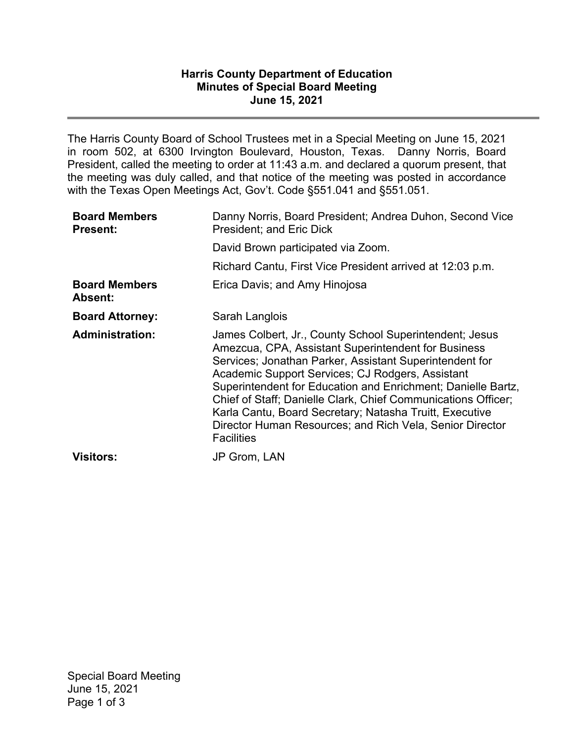**Harris County Department of Education**
**Minutes of Special Board Meeting**
**June 15, 2021**

---

The Harris County Board of School Trustees met in a Special Meeting on June 15, 2021 in room 502, at 6300 Irvington Boulevard, Houston, Texas. Danny Norris, Board President, called the meeting to order at 11:43 a.m. and declared a quorum present, that the meeting was duly called, and that notice of the meeting was posted in accordance with the Texas Open Meetings Act, Gov't. Code §551.041 and §551.051.

| | |
|---|---|
| **Board Members Present:** | Danny Norris, Board President; Andrea Duhon, Second Vice President; and Eric Dick |
| | David Brown participated via Zoom. |
| | Richard Cantu, First Vice President arrived at 12:03 p.m. |
| **Board Members Absent:** | Erica Davis; and Amy Hinojosa |
| **Board Attorney:** | Sarah Langlois |
| **Administration:** | James Colbert, Jr., County School Superintendent; Jesus Amezcua, CPA, Assistant Superintendent for Business Services; Jonathan Parker, Assistant Superintendent for Academic Support Services; CJ Rodgers, Assistant Superintendent for Education and Enrichment; Danielle Bartz, Chief of Staff; Danielle Clark, Chief Communications Officer; Karla Cantu, Board Secretary; Natasha Truitt, Executive Director Human Resources; and Rich Vela, Senior Director Facilities |
| **Visitors:** | JP Grom, LAN |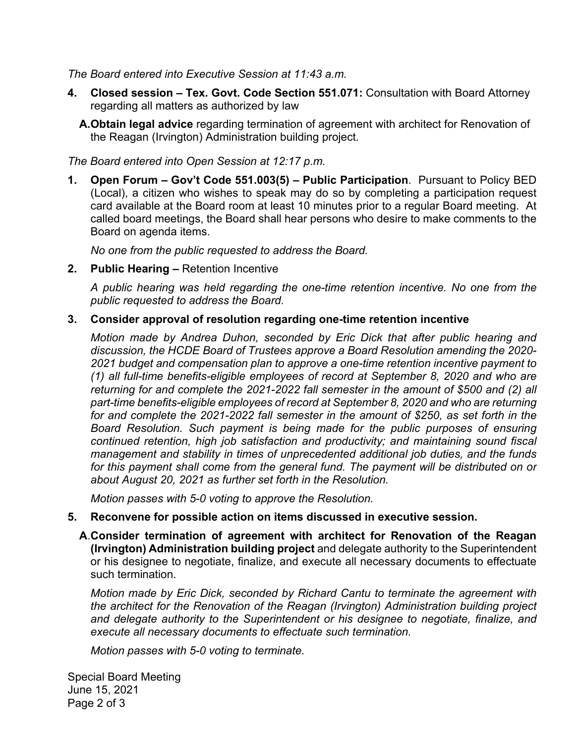*The Board entered into Executive Session at 11:43 a.m.*

4. **Closed session – Tex. Govt. Code Section 551.071:** Consultation with Board Attorney regarding all matters as authorized by law

   A. **Obtain legal advice** regarding termination of agreement with architect for Renovation of the Reagan (Irvington) Administration building project.

*The Board entered into Open Session at 12:17 p.m.*

1. **Open Forum – Gov't Code 551.003(5) – Public Participation**. Pursuant to Policy BED (Local), a citizen who wishes to speak may do so by completing a participation request card available at the Board room at least 10 minutes prior to a regular Board meeting. At called board meetings, the Board shall hear persons who desire to make comments to the Board on agenda items.

   *No one from the public requested to address the Board.*

2. **Public Hearing –** Retention Incentive

   *A public hearing was held regarding the one-time retention incentive. No one from the public requested to address the Board.*

3. **Consider approval of resolution regarding one-time retention incentive**

   *Motion made by Andrea Duhon, seconded by Eric Dick that after public hearing and discussion, the HCDE Board of Trustees approve a Board Resolution amending the 2020-2021 budget and compensation plan to approve a one-time retention incentive payment to (1) all full-time benefits-eligible employees of record at September 8, 2020 and who are returning for and complete the 2021-2022 fall semester in the amount of $500 and (2) all part-time benefits-eligible employees of record at September 8, 2020 and who are returning for and complete the 2021-2022 fall semester in the amount of $250, as set forth in the Board Resolution. Such payment is being made for the public purposes of ensuring continued retention, high job satisfaction and productivity; and maintaining sound fiscal management and stability in times of unprecedented additional job duties, and the funds for this payment shall come from the general fund. The payment will be distributed on or about August 20, 2021 as further set forth in the Resolution.*

   *Motion passes with 5-0 voting to approve the Resolution.*

5. **Reconvene for possible action on items discussed in executive session.**

   A. **Consider termination of agreement with architect for Renovation of the Reagan (Irvington) Administration building project** and delegate authority to the Superintendent or his designee to negotiate, finalize, and execute all necessary documents to effectuate such termination.

   *Motion made by Eric Dick, seconded by Richard Cantu to terminate the agreement with the architect for the Renovation of the Reagan (Irvington) Administration building project and delegate authority to the Superintendent or his designee to negotiate, finalize, and execute all necessary documents to effectuate such termination.*

   *Motion passes with 5-0 voting to terminate.*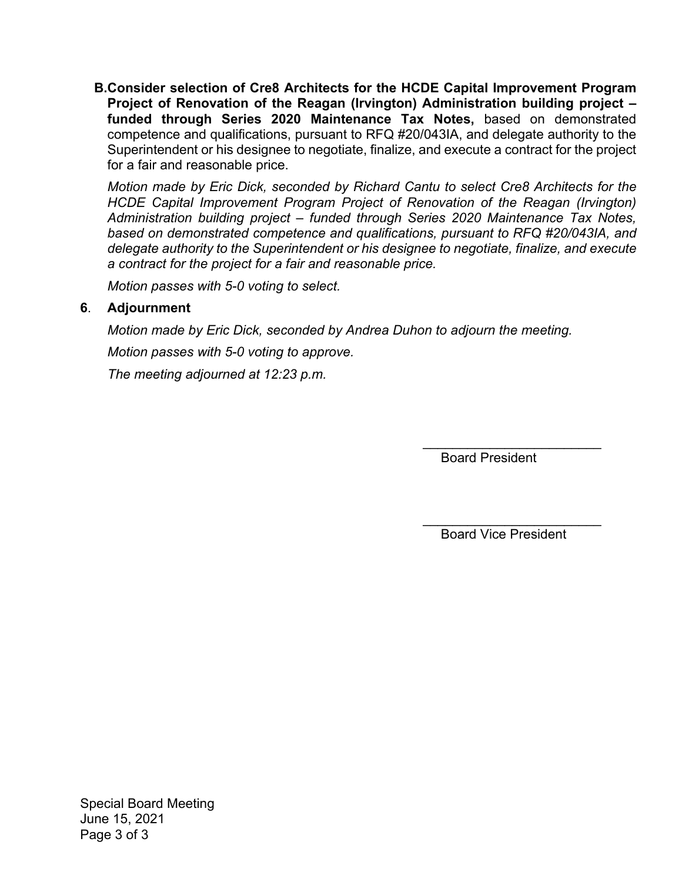**B. Consider selection of Cre8 Architects for the HCDE Capital Improvement Program Project of Renovation of the Reagan (Irvington) Administration building project – funded through Series 2020 Maintenance Tax Notes,** based on demonstrated competence and qualifications, pursuant to RFQ #20/043IA, and delegate authority to the Superintendent or his designee to negotiate, finalize, and execute a contract for the project for a fair and reasonable price.

*Motion made by Eric Dick, seconded by Richard Cantu to select Cre8 Architects for the HCDE Capital Improvement Program Project of Renovation of the Reagan (Irvington) Administration building project – funded through Series 2020 Maintenance Tax Notes, based on demonstrated competence and qualifications, pursuant to RFQ #20/043IA, and delegate authority to the Superintendent or his designee to negotiate, finalize, and execute a contract for the project for a fair and reasonable price.*

*Motion passes with 5-0 voting to select.*

**6. Adjournment**

*Motion made by Eric Dick, seconded by Andrea Duhon to adjourn the meeting.*

*Motion passes with 5-0 voting to approve.*

*The meeting adjourned at 12:23 p.m.*

________________________
Board President

________________________
Board Vice President

Special Board Meeting
June 15, 2021